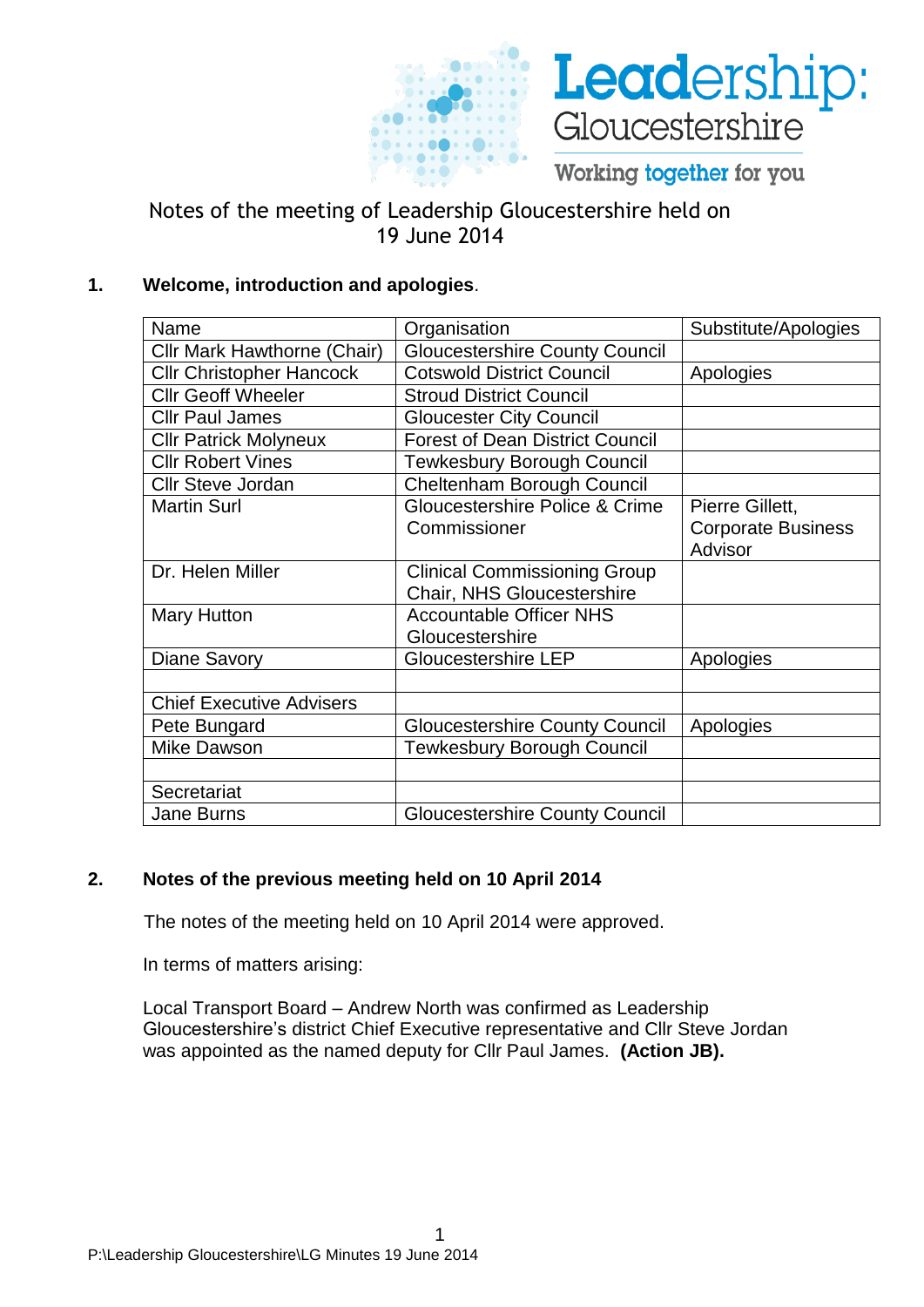Leadership: Gloucestershire

Working together for you

# Notes of the meeting of Leadership Gloucestershire held on 19 June 2014

## 1. Welcome, introduction and apologies.

| Name | Organisation | Substitute/Apologies |
|---|---|---|
| Cllr Mark Hawthorne (Chair) | Gloucestershire County Council | |
| Cllr Christopher Hancock | Cotswold District Council | Apologies |
| Cllr Geoff Wheeler | Stroud District Council | |
| Cllr Paul James | Gloucester City Council | |
| Cllr Patrick Molyneux | Forest of Dean District Council | |
| Cllr Robert Vines | Tewkesbury Borough Council | |
| Cllr Steve Jordan | Cheltenham Borough Council | |
| Martin Surl | Gloucestershire Police & Crime Commissioner | Pierre Gillett, Corporate Business Advisor |
| Dr. Helen Miller | Clinical Commissioning Group Chair, NHS Gloucestershire | |
| Mary Hutton | Accountable Officer NHS Gloucestershire | |
| Diane Savory | Gloucestershire LEP | Apologies |
| | | |
| Chief Executive Advisers | | |
| Pete Bungard | Gloucestershire County Council | Apologies |
| Mike Dawson | Tewkesbury Borough Council | |
| | | |
| Secretariat | | |
| Jane Burns | Gloucestershire County Council | |

## 2. Notes of the previous meeting held on 10 April 2014

The notes of the meeting held on 10 April 2014 were approved.

In terms of matters arising:

Local Transport Board – Andrew North was confirmed as Leadership Gloucestershire's district Chief Executive representative and Cllr Steve Jordan was appointed as the named deputy for Cllr Paul James. **(Action JB).**

P:\Leadership Gloucestershire\LG Minutes 19 June 2014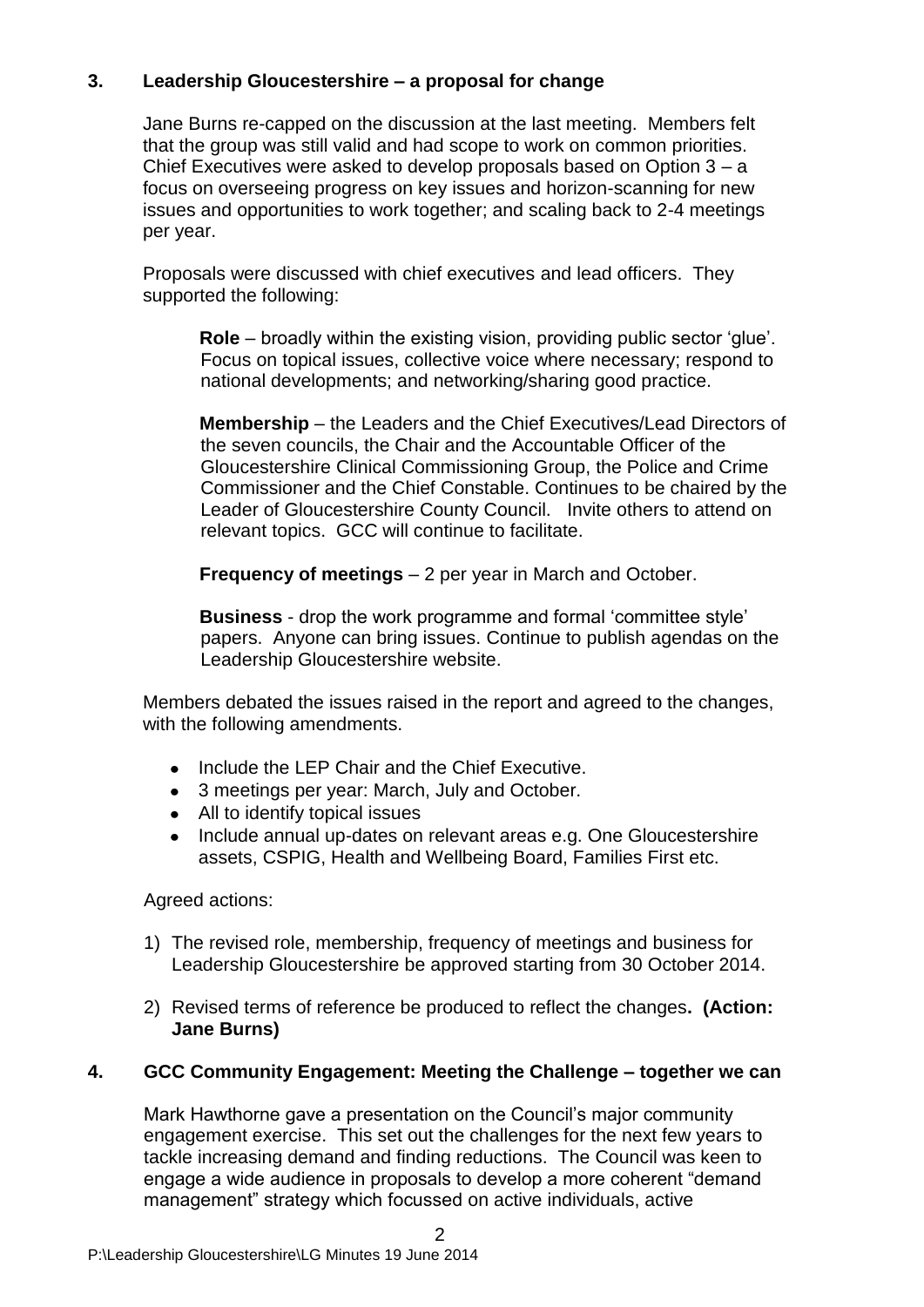## 3. Leadership Gloucestershire – a proposal for change

Jane Burns re-capped on the discussion at the last meeting. Members felt that the group was still valid and had scope to work on common priorities. Chief Executives were asked to develop proposals based on Option 3 – a focus on overseeing progress on key issues and horizon-scanning for new issues and opportunities to work together; and scaling back to 2-4 meetings per year.

Proposals were discussed with chief executives and lead officers. They supported the following:

**Role** – broadly within the existing vision, providing public sector 'glue'. Focus on topical issues, collective voice where necessary; respond to national developments; and networking/sharing good practice.

**Membership** – the Leaders and the Chief Executives/Lead Directors of the seven councils, the Chair and the Accountable Officer of the Gloucestershire Clinical Commissioning Group, the Police and Crime Commissioner and the Chief Constable. Continues to be chaired by the Leader of Gloucestershire County Council. Invite others to attend on relevant topics. GCC will continue to facilitate.

**Frequency of meetings** – 2 per year in March and October.

**Business** - drop the work programme and formal 'committee style' papers. Anyone can bring issues. Continue to publish agendas on the Leadership Gloucestershire website.

Members debated the issues raised in the report and agreed to the changes, with the following amendments.

- Include the LEP Chair and the Chief Executive.
- 3 meetings per year: March, July and October.
- All to identify topical issues
- Include annual up-dates on relevant areas e.g. One Gloucestershire assets, CSPIG, Health and Wellbeing Board, Families First etc.

Agreed actions:

1) The revised role, membership, frequency of meetings and business for Leadership Gloucestershire be approved starting from 30 October 2014.

2) Revised terms of reference be produced to reflect the changes**. (Action: Jane Burns)**

## 4. GCC Community Engagement: Meeting the Challenge – together we can

Mark Hawthorne gave a presentation on the Council's major community engagement exercise. This set out the challenges for the next few years to tackle increasing demand and finding reductions. The Council was keen to engage a wide audience in proposals to develop a more coherent "demand management" strategy which focussed on active individuals, active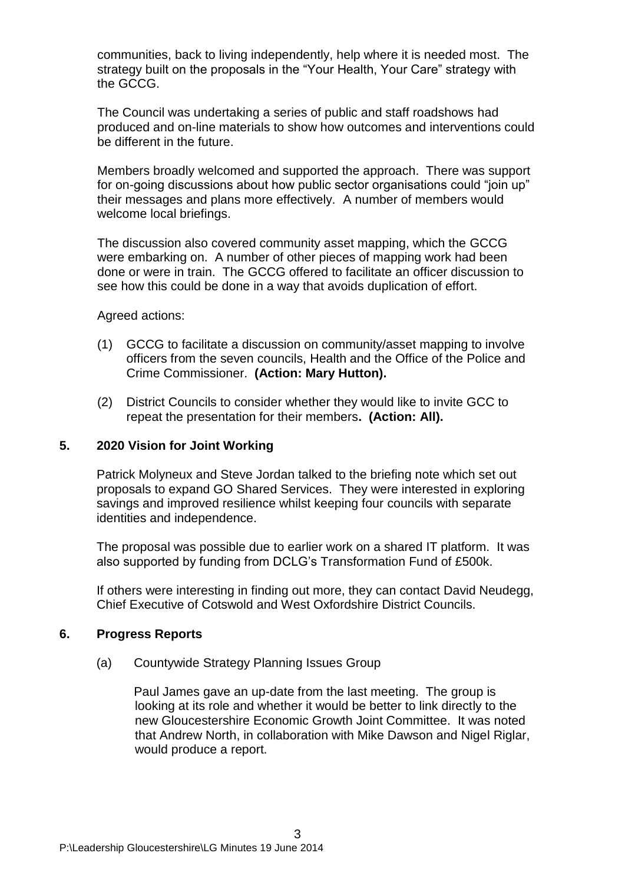communities, back to living independently, help where it is needed most. The strategy built on the proposals in the "Your Health, Your Care" strategy with the GCCG.

The Council was undertaking a series of public and staff roadshows had produced and on-line materials to show how outcomes and interventions could be different in the future.

Members broadly welcomed and supported the approach. There was support for on-going discussions about how public sector organisations could "join up" their messages and plans more effectively. A number of members would welcome local briefings.

The discussion also covered community asset mapping, which the GCCG were embarking on. A number of other pieces of mapping work had been done or were in train. The GCCG offered to facilitate an officer discussion to see how this could be done in a way that avoids duplication of effort.

Agreed actions:

(1) GCCG to facilitate a discussion on community/asset mapping to involve officers from the seven councils, Health and the Office of the Police and Crime Commissioner. **(Action: Mary Hutton).**

(2) District Councils to consider whether they would like to invite GCC to repeat the presentation for their members**. (Action: All).**

## 5. 2020 Vision for Joint Working

Patrick Molyneux and Steve Jordan talked to the briefing note which set out proposals to expand GO Shared Services. They were interested in exploring savings and improved resilience whilst keeping four councils with separate identities and independence.

The proposal was possible due to earlier work on a shared IT platform. It was also supported by funding from DCLG's Transformation Fund of £500k.

If others were interesting in finding out more, they can contact David Neudegg, Chief Executive of Cotswold and West Oxfordshire District Councils.

## 6. Progress Reports

(a) Countywide Strategy Planning Issues Group

Paul James gave an up-date from the last meeting. The group is looking at its role and whether it would be better to link directly to the new Gloucestershire Economic Growth Joint Committee. It was noted that Andrew North, in collaboration with Mike Dawson and Nigel Riglar, would produce a report.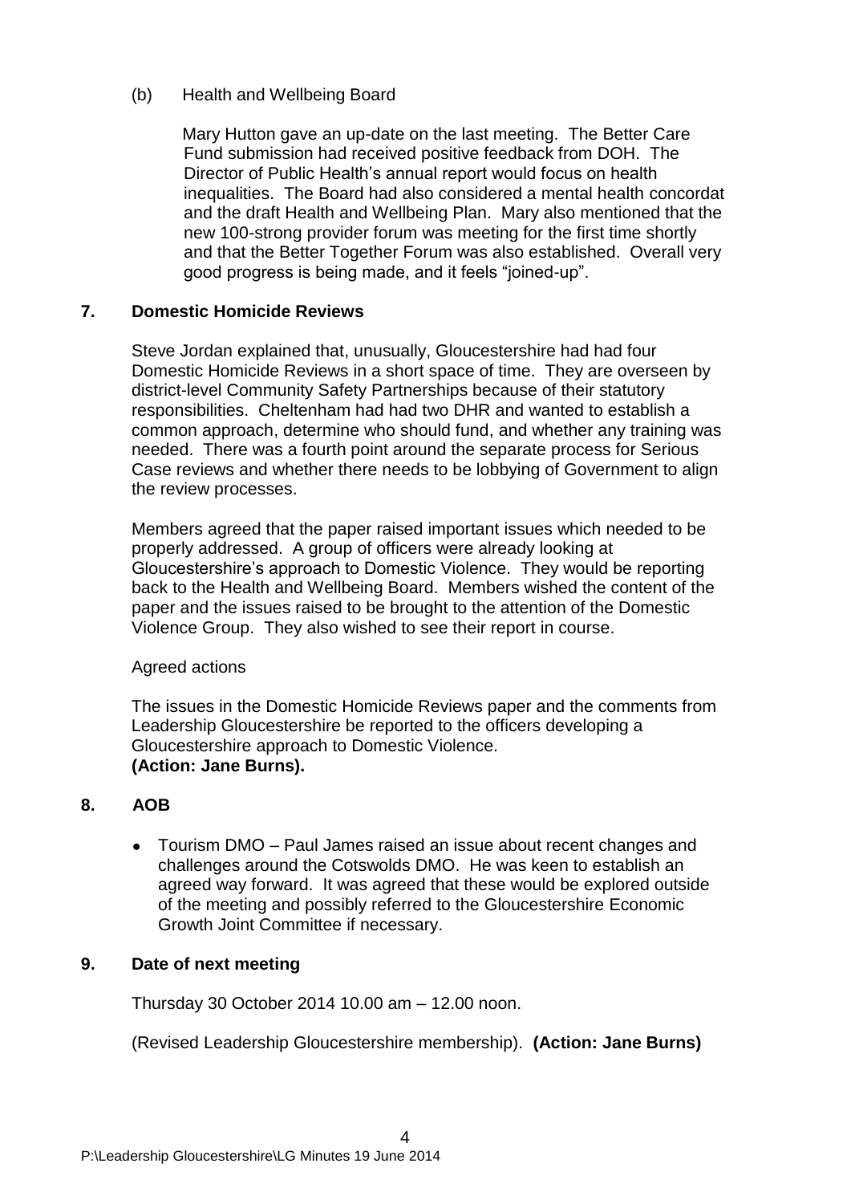(b) Health and Wellbeing Board

Mary Hutton gave an up-date on the last meeting. The Better Care Fund submission had received positive feedback from DOH. The Director of Public Health's annual report would focus on health inequalities. The Board had also considered a mental health concordat and the draft Health and Wellbeing Plan. Mary also mentioned that the new 100-strong provider forum was meeting for the first time shortly and that the Better Together Forum was also established. Overall very good progress is being made, and it feels "joined-up".

## 7. Domestic Homicide Reviews

Steve Jordan explained that, unusually, Gloucestershire had had four Domestic Homicide Reviews in a short space of time. They are overseen by district-level Community Safety Partnerships because of their statutory responsibilities. Cheltenham had had two DHR and wanted to establish a common approach, determine who should fund, and whether any training was needed. There was a fourth point around the separate process for Serious Case reviews and whether there needs to be lobbying of Government to align the review processes.

Members agreed that the paper raised important issues which needed to be properly addressed. A group of officers were already looking at Gloucestershire's approach to Domestic Violence. They would be reporting back to the Health and Wellbeing Board. Members wished the content of the paper and the issues raised to be brought to the attention of the Domestic Violence Group. They also wished to see their report in course.

Agreed actions

The issues in the Domestic Homicide Reviews paper and the comments from Leadership Gloucestershire be reported to the officers developing a Gloucestershire approach to Domestic Violence.
**(Action: Jane Burns).**

## 8. AOB

- Tourism DMO – Paul James raised an issue about recent changes and challenges around the Cotswolds DMO. He was keen to establish an agreed way forward. It was agreed that these would be explored outside of the meeting and possibly referred to the Gloucestershire Economic Growth Joint Committee if necessary.

## 9. Date of next meeting

Thursday 30 October 2014 10.00 am – 12.00 noon.

(Revised Leadership Gloucestershire membership). **(Action: Jane Burns)**